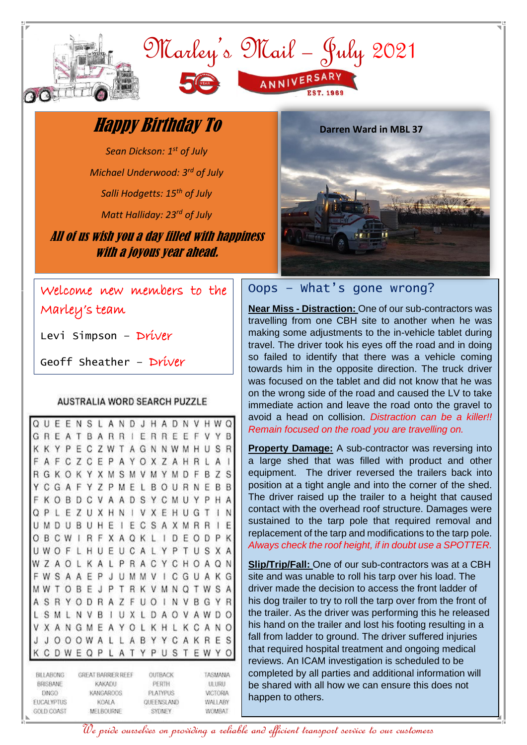# Marley's Mail – July 2021

50 YEAR ANNIVERSARY EST. 1969

## Happy Birthday To

*Sean Dickson: 1st of July*

*Michael Underwood: 3rd of July*

*Salli Hodgetts: 15th of July*

*Matt Halliday: 23rd of July*

***All of us wish you a day filled with happiness with a joyous year ahead.***

**Darren Ward in MBL 37**

## Welcome new members to the Marley's team

Levi Simpson – Driver

Geoff Sheather – Driver

### AUSTRALIA WORD SEARCH PUZZLE

```
Q U E E N S L A N D J H A D N V H W Q
G R E A T B A R R I E R R E E F V Y B
K K Y P E C Z W T A G N N W M H U S R
F A F C Z C E P A Y O X Z A H R L A I
R G K O K Y X M S M V M Y M D F B Z S
Y C G A F Y Z P M E L B O U R N E B B
F K O B D C V A A D S Y C M U Y P H A
Q P L E Z U X H N I V X E H U G T I N
U M D U B U H E I E C S A X M R R I E
O B C W I R F X A Q K L I D E O D P K
U W O F L H U E U C A L Y P T U S X A
W Z A O L K A L P R A C Y C H O A Q N
F W S A A E P J U M M V I C G U A K G
M W T O B E J P T R K V M N Q T W S A
A S R Y O D R A Z F U O I N V B G Y R
L S M L N V B I U X L D A O V A W D O
V X A N G M E A Y O L K H L K C A N O
J J O O O W A L L A B Y Y C A K R E S
K C D W E Q P L A T Y P U S T E W Y O
```

| | | | |
|---|---|---|---|
| BILLABONG | GREAT BARRIER REEF | OUTBACK | TASMANIA |
| BRISBANE | KAKADU | PERTH | ULURU |
| DINGO | KANGAROOS | PLATYPUS | VICTORIA |
| EUCALYPTUS | KOALA | QUEENSLAND | WALLABY |
| GOLD COAST | MELBOURNE | SYDNEY | WOMBAT |

## Oops – What's gone wrong?

**Near Miss - Distraction:** One of our sub-contractors was travelling from one CBH site to another when he was making some adjustments to the in-vehicle tablet during travel. The driver took his eyes off the road and in doing so failed to identify that there was a vehicle coming towards him in the opposite direction. The truck driver was focused on the tablet and did not know that he was on the wrong side of the road and caused the LV to take immediate action and leave the road onto the gravel to avoid a head on collision. *Distraction can be a killer!! Remain focused on the road you are travelling on.*

**Property Damage:** A sub-contractor was reversing into a large shed that was filled with product and other equipment. The driver reversed the trailers back into position at a tight angle and into the corner of the shed. The driver raised up the trailer to a height that caused contact with the overhead roof structure. Damages were sustained to the tarp pole that required removal and replacement of the tarp and modifications to the tarp pole. *Always check the roof height, if in doubt use a SPOTTER.*

**Slip/Trip/Fall:** One of our sub-contractors was at a CBH site and was unable to roll his tarp over his load. The driver made the decision to access the front ladder of his dog trailer to try to roll the tarp over from the front of the trailer. As the driver was performing this he released his hand on the trailer and lost his footing resulting in a fall from ladder to ground. The driver suffered injuries that required hospital treatment and ongoing medical reviews. An ICAM investigation is scheduled to be completed by all parties and additional information will be shared with all how we can ensure this does not happen to others.

*We pride ourselves on providing a reliable and efficient transport service to our customers*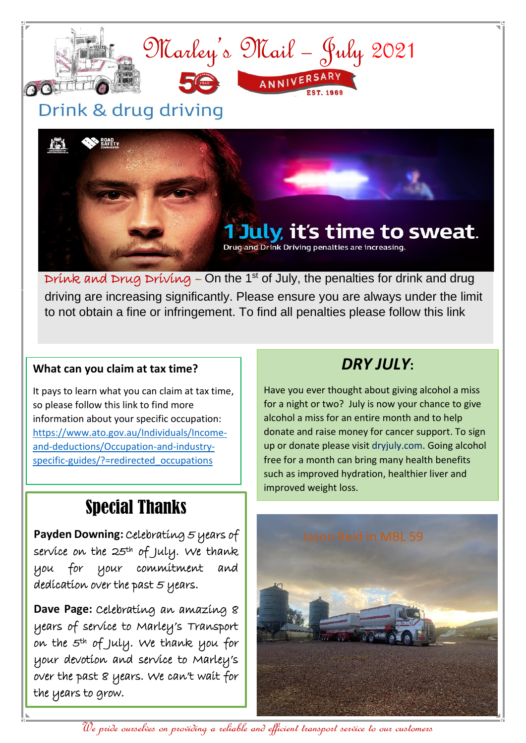# Marley's Mail – July 2021

ANNIVERSARY EST. 1969

## Drink & drug driving

1 July, it's time to sweat.
Drug and Drink Driving penalties are increasing.

Drink and Drug Driving – On the 1st of July, the penalties for drink and drug driving are increasing significantly. Please ensure you are always under the limit to not obtain a fine or infringement. To find all penalties please follow this link

### What can you claim at tax time?

It pays to learn what you can claim at tax time, so please follow this link to find more information about your specific occupation: https://www.ato.gov.au/Individuals/Income-and-deductions/Occupation-and-industry-specific-guides/?=redirected_occupations

## Special Thanks

**Payden Downing:** Celebrating 5 years of service on the 25th of July. We thank you for your commitment and dedication over the past 5 years.

**Dave Page:** Celebrating an amazing 8 years of service to Marley's Transport on the 5th of July. We thank you for your devotion and service to Marley's over the past 8 years. We can't wait for the years to grow.

## *DRY JULY*:

Have you ever thought about giving alcohol a miss for a night or two? July is now your chance to give alcohol a miss for an entire month and to help donate and raise money for cancer support. To sign up or donate please visit dryjuly.com. Going alcohol free for a month can bring many health benefits such as improved hydration, healthier liver and improved weight loss.

Jason Reid in MBL 59

*We pride ourselves on providing a reliable and efficient transport service to our customers*